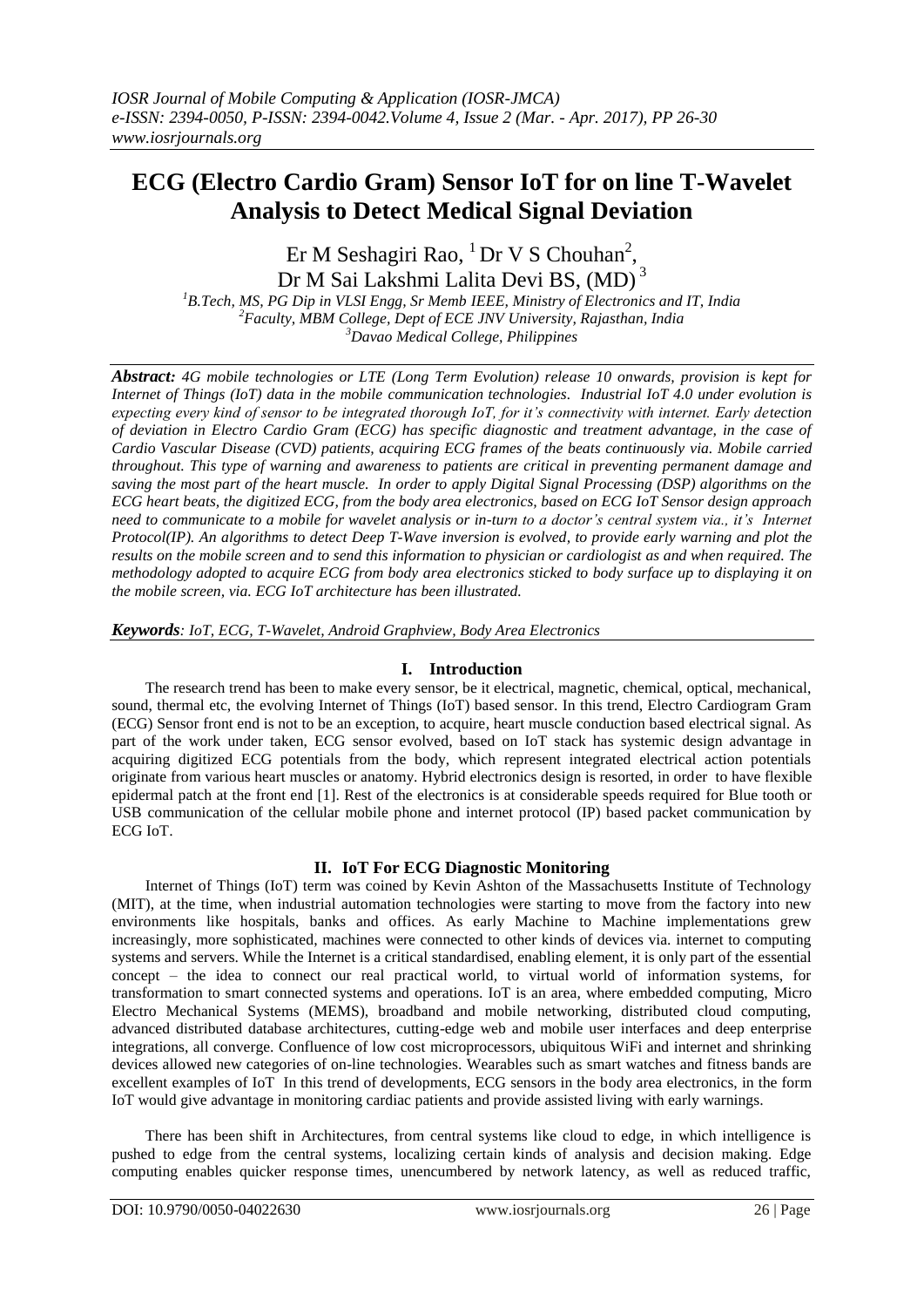# ECG (Electro Cardio Gram) Sensor IoT for on line T-Wavelet Analysis to Detect Medical Signal Deviation

Er M Seshagiri Rao, [1] Dr V S Chouhan[2], Dr M Sai Lakshmi Lalita Devi BS, (MD) [3]

[1]B.Tech, MS, PG Dip in VLSI Engg, Sr Memb IEEE, Ministry of Electronics and IT, India
[2]Faculty, MBM College, Dept of ECE JNV University, Rajasthan, India
[3]Davao Medical College, Philippines

***Abstract:*** *4G mobile technologies or LTE (Long Term Evolution) release 10 onwards, provision is kept for Internet of Things (IoT) data in the mobile communication technologies. Industrial IoT 4.0 under evolution is expecting every kind of sensor to be integrated thorough IoT, for it's connectivity with internet. Early detection of deviation in Electro Cardio Gram (ECG) has specific diagnostic and treatment advantage, in the case of Cardio Vascular Disease (CVD) patients, acquiring ECG frames of the beats continuously via. Mobile carried throughout. This type of warning and awareness to patients are critical in preventing permanent damage and saving the most part of the heart muscle. In order to apply Digital Signal Processing (DSP) algorithms on the ECG heart beats, the digitized ECG, from the body area electronics, based on ECG IoT Sensor design approach need to communicate to a mobile for wavelet analysis or in-turn to a doctor's central system via., it's Internet Protocol(IP). An algorithms to detect Deep T-Wave inversion is evolved, to provide early warning and plot the results on the mobile screen and to send this information to physician or cardiologist as and when required. The methodology adopted to acquire ECG from body area electronics sticked to body surface up to displaying it on the mobile screen, via. ECG IoT architecture has been illustrated.*

***Keywords****: IoT, ECG, T-Wavelet, Android Graphview, Body Area Electronics*

## I. Introduction

The research trend has been to make every sensor, be it electrical, magnetic, chemical, optical, mechanical, sound, thermal etc, the evolving Internet of Things (IoT) based sensor. In this trend, Electro Cardiogram Gram (ECG) Sensor front end is not to be an exception, to acquire, heart muscle conduction based electrical signal. As part of the work under taken, ECG sensor evolved, based on IoT stack has systemic design advantage in acquiring digitized ECG potentials from the body, which represent integrated electrical action potentials originate from various heart muscles or anatomy. Hybrid electronics design is resorted, in order to have flexible epidermal patch at the front end [1]. Rest of the electronics is at considerable speeds required for Blue tooth or USB communication of the cellular mobile phone and internet protocol (IP) based packet communication by ECG IoT.

## II. IoT For ECG Diagnostic Monitoring

Internet of Things (IoT) term was coined by Kevin Ashton of the Massachusetts Institute of Technology (MIT), at the time, when industrial automation technologies were starting to move from the factory into new environments like hospitals, banks and offices. As early Machine to Machine implementations grew increasingly, more sophisticated, machines were connected to other kinds of devices via. internet to computing systems and servers. While the Internet is a critical standardised, enabling element, it is only part of the essential concept – the idea to connect our real practical world, to virtual world of information systems, for transformation to smart connected systems and operations. IoT is an area, where embedded computing, Micro Electro Mechanical Systems (MEMS), broadband and mobile networking, distributed cloud computing, advanced distributed database architectures, cutting-edge web and mobile user interfaces and deep enterprise integrations, all converge. Confluence of low cost microprocessors, ubiquitous WiFi and internet and shrinking devices allowed new categories of on-line technologies. Wearables such as smart watches and fitness bands are excellent examples of IoT In this trend of developments, ECG sensors in the body area electronics, in the form IoT would give advantage in monitoring cardiac patients and provide assisted living with early warnings.

There has been shift in Architectures, from central systems like cloud to edge, in which intelligence is pushed to edge from the central systems, localizing certain kinds of analysis and decision making. Edge computing enables quicker response times, unencumbered by network latency, as well as reduced traffic,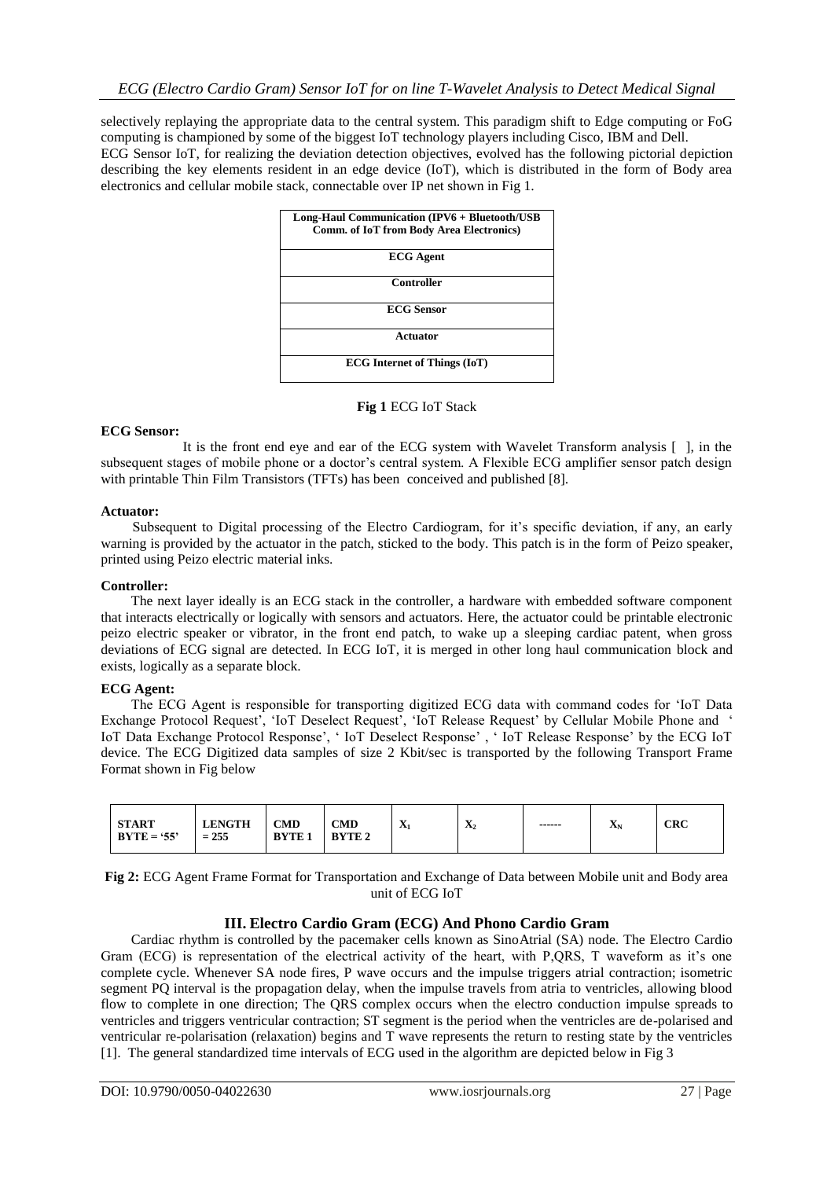selectively replaying the appropriate data to the central system. This paradigm shift to Edge computing or FoG computing is championed by some of the biggest IoT technology players including Cisco, IBM and Dell.

ECG Sensor IoT, for realizing the deviation detection objectives, evolved has the following pictorial depiction describing the key elements resident in an edge device (IoT), which is distributed in the form of Body area electronics and cellular mobile stack, connectable over IP net shown in Fig 1.

| **Long-Haul Communication (IPV6 + Bluetooth/USB Comm. of IoT from Body Area Electronics)** |
|---|
| **ECG Agent** |
| **Controller** |
| **ECG Sensor** |
| **Actuator** |
| **ECG Internet of Things (IoT)** |

**Fig 1** ECG IoT Stack

**ECG Sensor:**

It is the front end eye and ear of the ECG system with Wavelet Transform analysis [ ], in the subsequent stages of mobile phone or a doctor's central system. A Flexible ECG amplifier sensor patch design with printable Thin Film Transistors (TFTs) has been conceived and published [8].

**Actuator:**

Subsequent to Digital processing of the Electro Cardiogram, for it's specific deviation, if any, an early warning is provided by the actuator in the patch, sticked to the body. This patch is in the form of Peizo speaker, printed using Peizo electric material inks.

**Controller:**

The next layer ideally is an ECG stack in the controller, a hardware with embedded software component that interacts electrically or logically with sensors and actuators. Here, the actuator could be printable electronic peizo electric speaker or vibrator, in the front end patch, to wake up a sleeping cardiac patent, when gross deviations of ECG signal are detected. In ECG IoT, it is merged in other long haul communication block and exists, logically as a separate block.

**ECG Agent:**

The ECG Agent is responsible for transporting digitized ECG data with command codes for 'IoT Data Exchange Protocol Request', 'IoT Deselect Request', 'IoT Release Request' by Cellular Mobile Phone and ' IoT Data Exchange Protocol Response', ' IoT Deselect Response' , ' IoT Release Response' by the ECG IoT device. The ECG Digitized data samples of size 2 Kbit/sec is transported by the following Transport Frame Format shown in Fig below

| START BYTE = '55' | LENGTH = 255 | CMD BYTE 1 | CMD BYTE 2 | $X_1$ | $X_2$ | ------ | $X_N$ | CRC |
|---|---|---|---|---|---|---|---|---|

**Fig 2:** ECG Agent Frame Format for Transportation and Exchange of Data between Mobile unit and Body area unit of ECG IoT

## III. Electro Cardio Gram (ECG) And Phono Cardio Gram

Cardiac rhythm is controlled by the pacemaker cells known as SinoAtrial (SA) node. The Electro Cardio Gram (ECG) is representation of the electrical activity of the heart, with P,QRS, T waveform as it's one complete cycle. Whenever SA node fires, P wave occurs and the impulse triggers atrial contraction; isometric segment PQ interval is the propagation delay, when the impulse travels from atria to ventricles, allowing blood flow to complete in one direction; The QRS complex occurs when the electro conduction impulse spreads to ventricles and triggers ventricular contraction; ST segment is the period when the ventricles are de-polarised and ventricular re-polarisation (relaxation) begins and T wave represents the return to resting state by the ventricles [1]. The general standardized time intervals of ECG used in the algorithm are depicted below in Fig 3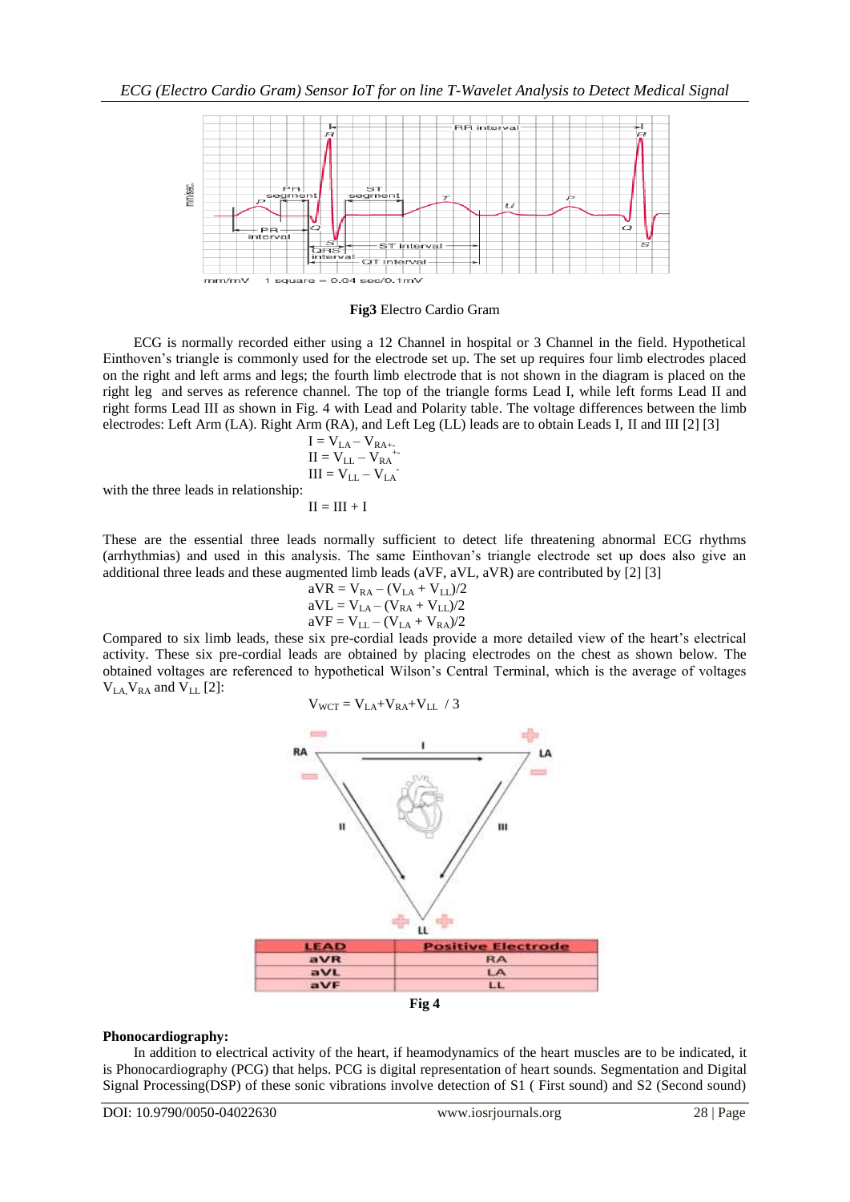Fig3 Electro Cardio Gram

ECG is normally recorded either using a 12 Channel in hospital or 3 Channel in the field. Hypothetical Einthoven's triangle is commonly used for the electrode set up. The set up requires four limb electrodes placed on the right and left arms and legs; the fourth limb electrode that is not shown in the diagram is placed on the right leg and serves as reference channel. The top of the triangle forms Lead I, while left forms Lead II and right forms Lead III as shown in Fig. 4 with Lead and Polarity table. The voltage differences between the limb electrodes: Left Arm (LA). Right Arm (RA), and Left Leg (LL) leads are to obtain Leads I, II and III [2] [3]

$$I = V_{LA} - V_{RA+-}$$
$$II = V_{LL} - V_{RA}^{+-}$$
$$III = V_{LL} - V_{LA}^{-}$$

with the three leads in relationship:

$$II = III + I$$

These are the essential three leads normally sufficient to detect life threatening abnormal ECG rhythms (arrhythmias) and used in this analysis. The same Einthovan's triangle electrode set up does also give an additional three leads and these augmented limb leads (aVF, aVL, aVR) are contributed by [2] [3]

$$aVR = V_{RA} - (V_{LA} + V_{LL})/2$$
$$aVL = V_{LA} - (V_{RA} + V_{LL})/2$$
$$aVF = V_{LL} - (V_{LA} + V_{RA})/2$$

Compared to six limb leads, these six pre-cordial leads provide a more detailed view of the heart's electrical activity. These six pre-cordial leads are obtained by placing electrodes on the chest as shown below. The obtained voltages are referenced to hypothetical Wilson's Central Terminal, which is the average of voltages $V_{LA,} V_{RA}$ and $V_{LL}$ [2]:

$$V_{WCT} = V_{LA} + V_{RA} + V_{LL} \ / \ 3$$

| LEAD | Positive Electrode |
|---|---|
| aVR | RA |
| aVL | LA |
| aVF | LL |

Fig 4

**Phonocardiography:**

In addition to electrical activity of the heart, if heamodynamics of the heart muscles are to be indicated, it is Phonocardiography (PCG) that helps. PCG is digital representation of heart sounds. Segmentation and Digital Signal Processing(DSP) of these sonic vibrations involve detection of S1 ( First sound) and S2 (Second sound)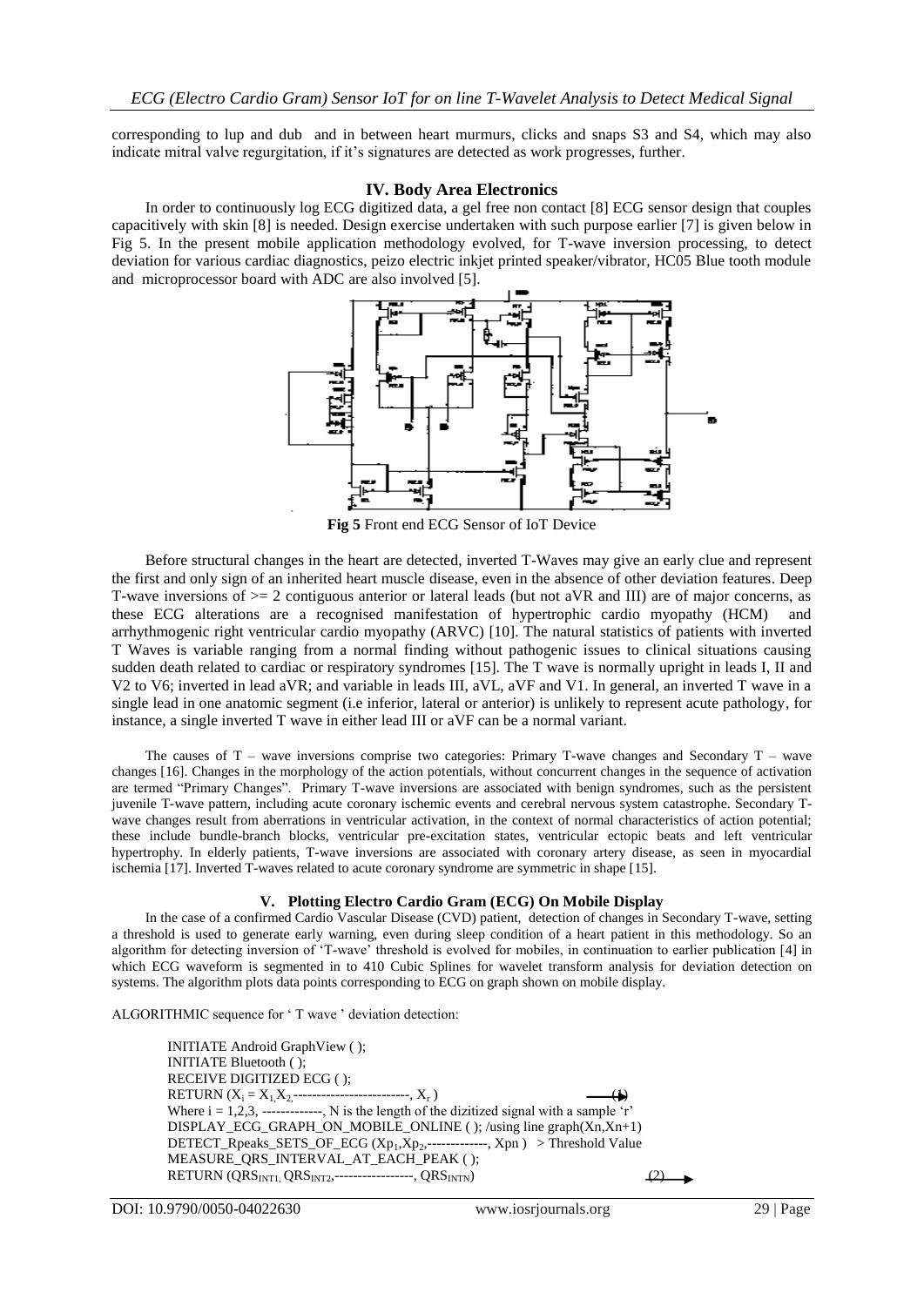corresponding to lup and dub and in between heart murmurs, clicks and snaps S3 and S4, which may also indicate mitral valve regurgitation, if it's signatures are detected as work progresses, further.

## IV. Body Area Electronics

In order to continuously log ECG digitized data, a gel free non contact [8] ECG sensor design that couples capacitively with skin [8] is needed. Design exercise undertaken with such purpose earlier [7] is given below in Fig 5. In the present mobile application methodology evolved, for T-wave inversion processing, to detect deviation for various cardiac diagnostics, peizo electric inkjet printed speaker/vibrator, HC05 Blue tooth module and microprocessor board with ADC are also involved [5].

**Fig 5** Front end ECG Sensor of IoT Device

Before structural changes in the heart are detected, inverted T-Waves may give an early clue and represent the first and only sign of an inherited heart muscle disease, even in the absence of other deviation features. Deep T-wave inversions of >= 2 contiguous anterior or lateral leads (but not aVR and III) are of major concerns, as these ECG alterations are a recognised manifestation of hypertrophic cardio myopathy (HCM) and arrhythmogenic right ventricular cardio myopathy (ARVC) [10]. The natural statistics of patients with inverted T Waves is variable ranging from a normal finding without pathogenic issues to clinical situations causing sudden death related to cardiac or respiratory syndromes [15]. The T wave is normally upright in leads I, II and V2 to V6; inverted in lead aVR; and variable in leads III, aVL, aVF and V1. In general, an inverted T wave in a single lead in one anatomic segment (i.e inferior, lateral or anterior) is unlikely to represent acute pathology, for instance, a single inverted T wave in either lead III or aVF can be a normal variant.

The causes of T – wave inversions comprise two categories: Primary T-wave changes and Secondary T – wave changes [16]. Changes in the morphology of the action potentials, without concurrent changes in the sequence of activation are termed "Primary Changes". Primary T-wave inversions are associated with benign syndromes, such as the persistent juvenile T-wave pattern, including acute coronary ischemic events and cerebral nervous system catastrophe. Secondary T-wave changes result from aberrations in ventricular activation, in the context of normal characteristics of action potential; these include bundle-branch blocks, ventricular pre-excitation states, ventricular ectopic beats and left ventricular hypertrophy. In elderly patients, T-wave inversions are associated with coronary artery disease, as seen in myocardial ischemia [17]. Inverted T-waves related to acute coronary syndrome are symmetric in shape [15].

## V. Plotting Electro Cardio Gram (ECG) On Mobile Display

In the case of a confirmed Cardio Vascular Disease (CVD) patient, detection of changes in Secondary T-wave, setting a threshold is used to generate early warning, even during sleep condition of a heart patient in this methodology. So an algorithm for detecting inversion of 'T-wave' threshold is evolved for mobiles, in continuation to earlier publication [4] in which ECG waveform is segmented in to 410 Cubic Splines for wavelet transform analysis for deviation detection on systems. The algorithm plots data points corresponding to ECG on graph shown on mobile display.

ALGORITHMIC sequence for ' T wave ' deviation detection:

INITIATE Android GraphView ( );
INITIATE Bluetooth ( );
RECEIVE DIGITIZED ECG ( );
RETURN ($X_i = X_1, X_2$,-------------------------, $X_r$ ) (1)
Where i = 1,2,3, -------------, N is the length of the dizitized signal with a sample 'r'
DISPLAY_ECG_GRAPH_ON_MOBILE_ONLINE ( ); /using line graph(Xn,Xn+1)
DETECT_Rpeaks_SETS_OF_ECG ($Xp_1, Xp_2$,-------------, Xpn ) > Threshold Value
MEASURE_QRS_INTERVAL_AT_EACH_PEAK ( );
RETURN ($QRS_{INT1}$, $QRS_{INT2}$,-----------------, $QRS_{INTN}$) (2)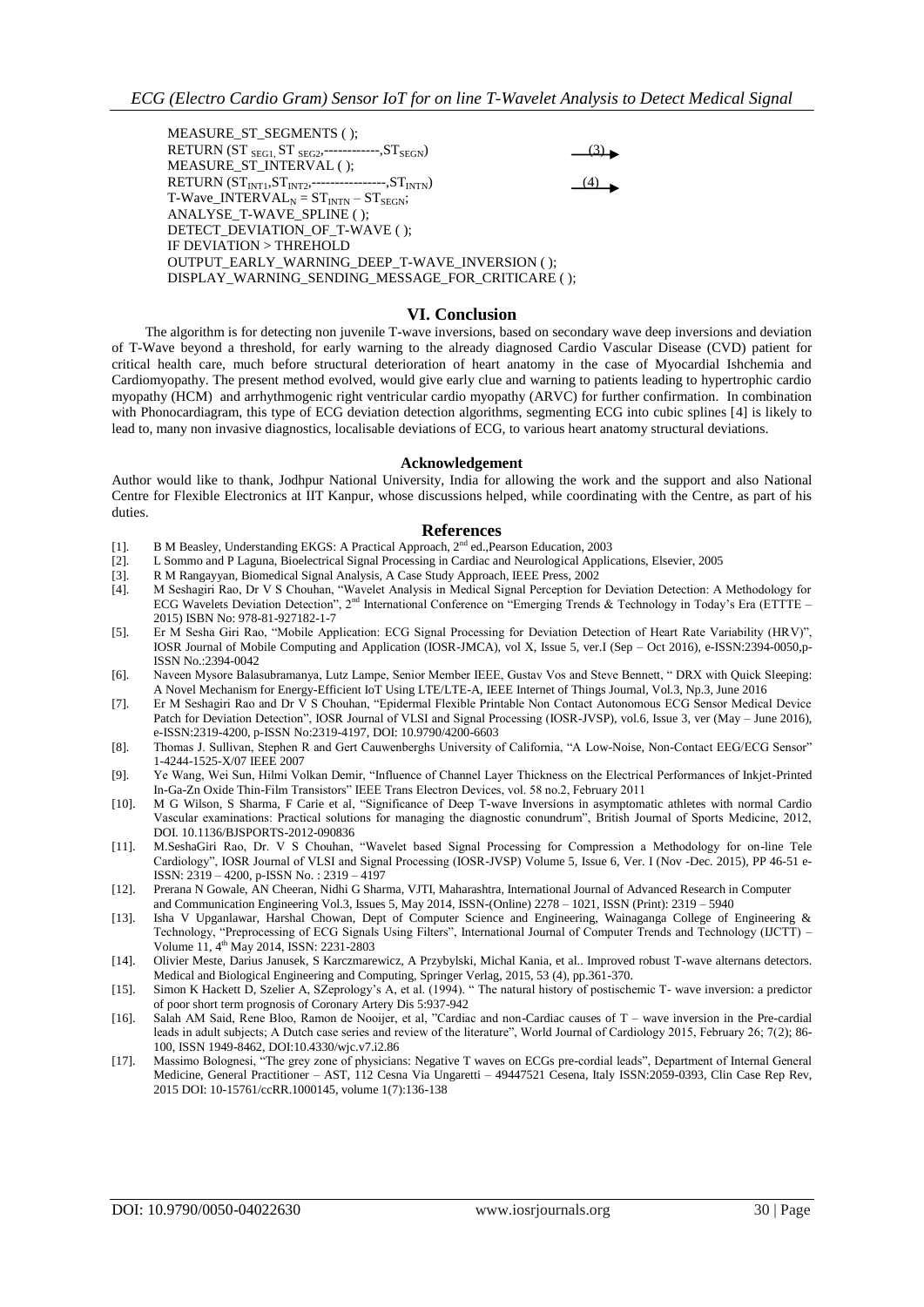```
MEASURE_ST_SEGMENTS ( );
RETURN (ST SEG1, ST SEG2,------------,ST SEGN)                    (3)
MEASURE_ST_INTERVAL ( );
RETURN (ST INT1,ST INT2,----------------,ST INTN)                 (4)
T-Wave_INTERVAL N = ST INTN – ST SEGN;
ANALYSE_T-WAVE_SPLINE ( );
DETECT_DEVIATION_OF_T-WAVE ( );
IF DEVIATION > THREHOLD
OUTPUT_EARLY_WARNING_DEEP_T-WAVE_INVERSION ( );
DISPLAY_WARNING_SENDING_MESSAGE_FOR_CRITICARE ( );
```

## VI. Conclusion

The algorithm is for detecting non juvenile T-wave inversions, based on secondary wave deep inversions and deviation of T-Wave beyond a threshold, for early warning to the already diagnosed Cardio Vascular Disease (CVD) patient for critical health care, much before structural deterioration of heart anatomy in the case of Myocardial Ishchemia and Cardiomyopathy. The present method evolved, would give early clue and warning to patients leading to hypertrophic cardio myopathy (HCM) and arrhythmogenic right ventricular cardio myopathy (ARVC) for further confirmation. In combination with Phonocardiagram, this type of ECG deviation detection algorithms, segmenting ECG into cubic splines [4] is likely to lead to, many non invasive diagnostics, localisable deviations of ECG, to various heart anatomy structural deviations.

### Acknowledgement

Author would like to thank, Jodhpur National University, India for allowing the work and the support and also National Centre for Flexible Electronics at IIT Kanpur, whose discussions helped, while coordinating with the Centre, as part of his duties.

## References

[1]. B M Beasley, Understanding EKGS: A Practical Approach, 2nd ed.,Pearson Education, 2003

[2]. L Sommo and P Laguna, Bioelectrical Signal Processing in Cardiac and Neurological Applications, Elsevier, 2005

[3]. R M Rangayyan, Biomedical Signal Analysis, A Case Study Approach, IEEE Press, 2002

[4]. M Seshagiri Rao, Dr V S Chouhan, "Wavelet Analysis in Medical Signal Perception for Deviation Detection: A Methodology for ECG Wavelets Deviation Detection", 2nd International Conference on "Emerging Trends & Technology in Today's Era (ETTTE – 2015) ISBN No: 978-81-927182-1-7

[5]. Er M Sesha Giri Rao, "Mobile Application: ECG Signal Processing for Deviation Detection of Heart Rate Variability (HRV)", IOSR Journal of Mobile Computing and Application (IOSR-JMCA), vol X, Issue 5, ver.I (Sep – Oct 2016), e-ISSN:2394-0050,p-ISSN No.:2394-0042

[6]. Naveen Mysore Balasubramanya, Lutz Lampe, Senior Member IEEE, Gustav Vos and Steve Bennett, " DRX with Quick Sleeping: A Novel Mechanism for Energy-Efficient IoT Using LTE/LTE-A, IEEE Internet of Things Journal, Vol.3, Np.3, June 2016

[7]. Er M Seshagiri Rao and Dr V S Chouhan, "Epidermal Flexible Printable Non Contact Autonomous ECG Sensor Medical Device Patch for Deviation Detection", IOSR Journal of VLSI and Signal Processing (IOSR-JVSP), vol.6, Issue 3, ver (May – June 2016), e-ISSN:2319-4200, p-ISSN No:2319-4197, DOI: 10.9790/4200-6603

[8]. Thomas J. Sullivan, Stephen R and Gert Cauwenberghs University of California, "A Low-Noise, Non-Contact EEG/ECG Sensor" 1-4244-1525-X/07 IEEE 2007

[9]. Ye Wang, Wei Sun, Hilmi Volkan Demir, "Influence of Channel Layer Thickness on the Electrical Performances of Inkjet-Printed In-Ga-Zn Oxide Thin-Film Transistors" IEEE Trans Electron Devices, vol. 58 no.2, February 2011

[10]. M G Wilson, S Sharma, F Carie et al, "Significance of Deep T-wave Inversions in asymptomatic athletes with normal Cardio Vascular examinations: Practical solutions for managing the diagnostic conundrum", British Journal of Sports Medicine, 2012, DOI. 10.1136/BJSPORTS-2012-090836

[11]. M.SeshaGiri Rao, Dr. V S Chouhan, "Wavelet based Signal Processing for Compression a Methodology for on-line Tele Cardiology", IOSR Journal of VLSI and Signal Processing (IOSR-JVSP) Volume 5, Issue 6, Ver. I (Nov -Dec. 2015), PP 46-51 e-ISSN: 2319 – 4200, p-ISSN No. : 2319 – 4197

[12]. Prerana N Gowale, AN Cheeran, Nidhi G Sharma, VJTI, Maharashtra, International Journal of Advanced Research in Computer and Communication Engineering Vol.3, Issues 5, May 2014, ISSN-(Online) 2278 – 1021, ISSN (Print): 2319 – 5940

[13]. Isha V Upganlawar, Harshal Chowan, Dept of Computer Science and Engineering, Wainaganga College of Engineering & Technology, "Preprocessing of ECG Signals Using Filters", International Journal of Computer Trends and Technology (IJCTT) – Volume 11, 4th May 2014, ISSN: 2231-2803

[14]. Olivier Meste, Darius Janusek, S Karczmarewicz, A Przybylski, Michal Kania, et al.. Improved robust T-wave alternans detectors. Medical and Biological Engineering and Computing, Springer Verlag, 2015, 53 (4), pp.361-370.

[15]. Simon K Hackett D, Szelier A, SZeprology's A, et al. (1994). " The natural history of postischemic T- wave inversion: a predictor of poor short term prognosis of Coronary Artery Dis 5:937-942

[16]. Salah AM Said, Rene Bloo, Ramon de Nooijer, et al, "Cardiac and non-Cardiac causes of T – wave inversion in the Pre-cardial leads in adult subjects; A Dutch case series and review of the literature", World Journal of Cardiology 2015, February 26; 7(2); 86-100, ISSN 1949-8462, DOI:10.4330/wjc.v7.i2.86

[17]. Massimo Bolognesi, "The grey zone of physicians: Negative T waves on ECGs pre-cordial leads", Department of Internal General Medicine, General Practitioner – AST, 112 Cesna Via Ungaretti – 49447521 Cesena, Italy ISSN:2059-0393, Clin Case Rep Rev, 2015 DOI: 10-15761/ccRR.1000145, volume 1(7):136-138